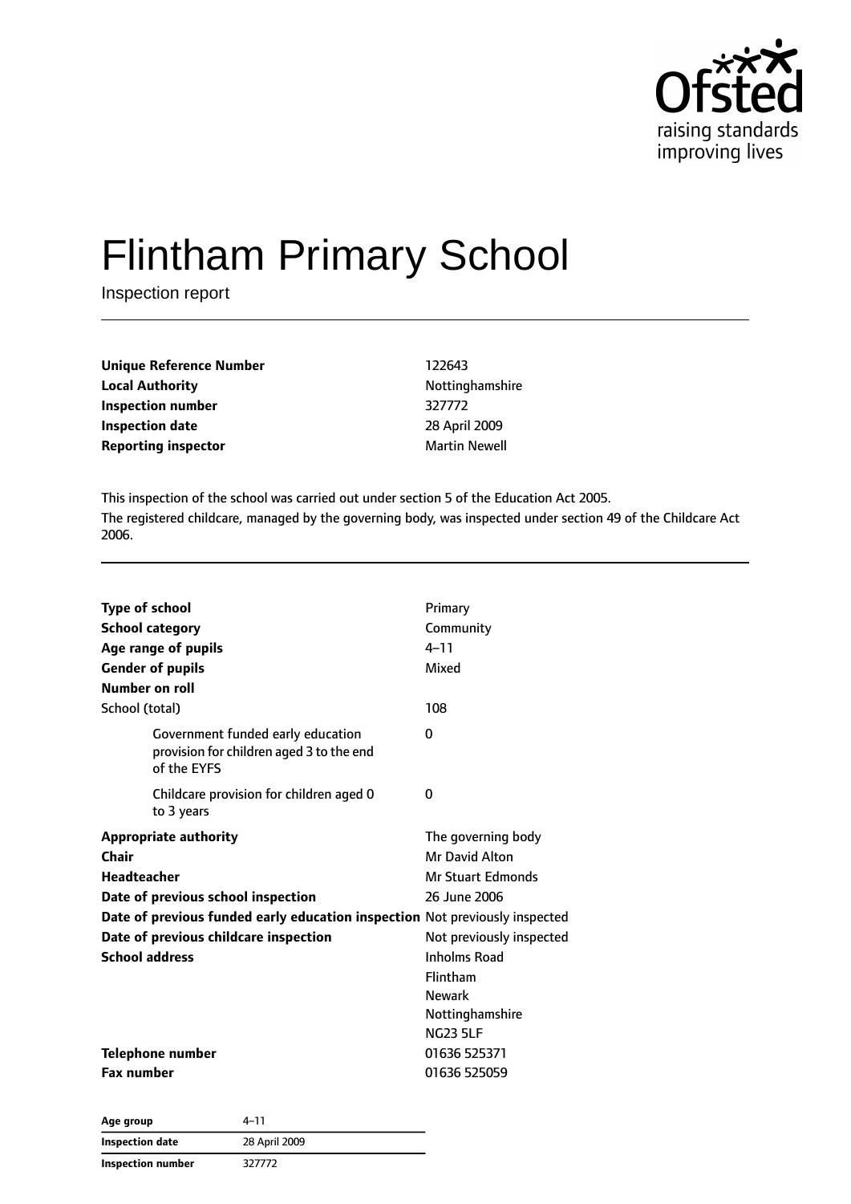# Flintham Primary School

Inspection report

| | |
|---|---|
| **Unique Reference Number** | 122643 |
| **Local Authority** | Nottinghamshire |
| **Inspection number** | 327772 |
| **Inspection date** | 28 April 2009 |
| **Reporting inspector** | Martin Newell |

This inspection of the school was carried out under section 5 of the Education Act 2005.

The registered childcare, managed by the governing body, was inspected under section 49 of the Childcare Act 2006.

| | |
|---|---|
| **Type of school** | Primary |
| **School category** | Community |
| **Age range of pupils** | 4–11 |
| **Gender of pupils** | Mixed |
| **Number on roll** | |
| School (total) | 108 |
| Government funded early education provision for children aged 3 to the end of the EYFS | 0 |
| Childcare provision for children aged 0 to 3 years | 0 |
| **Appropriate authority** | The governing body |
| **Chair** | Mr David Alton |
| **Headteacher** | Mr Stuart Edmonds |
| **Date of previous school inspection** | 26 June 2006 |
| **Date of previous funded early education inspection** | Not previously inspected |
| **Date of previous childcare inspection** | Not previously inspected |
| **School address** | Inholms Road<br>Flintham<br>Newark<br>Nottinghamshire<br>NG23 5LF |
| **Telephone number** | 01636 525371 |
| **Fax number** | 01636 525059 |

| | |
|---|---|
| **Age group** | 4–11 |
| **Inspection date** | 28 April 2009 |
| **Inspection number** | 327772 |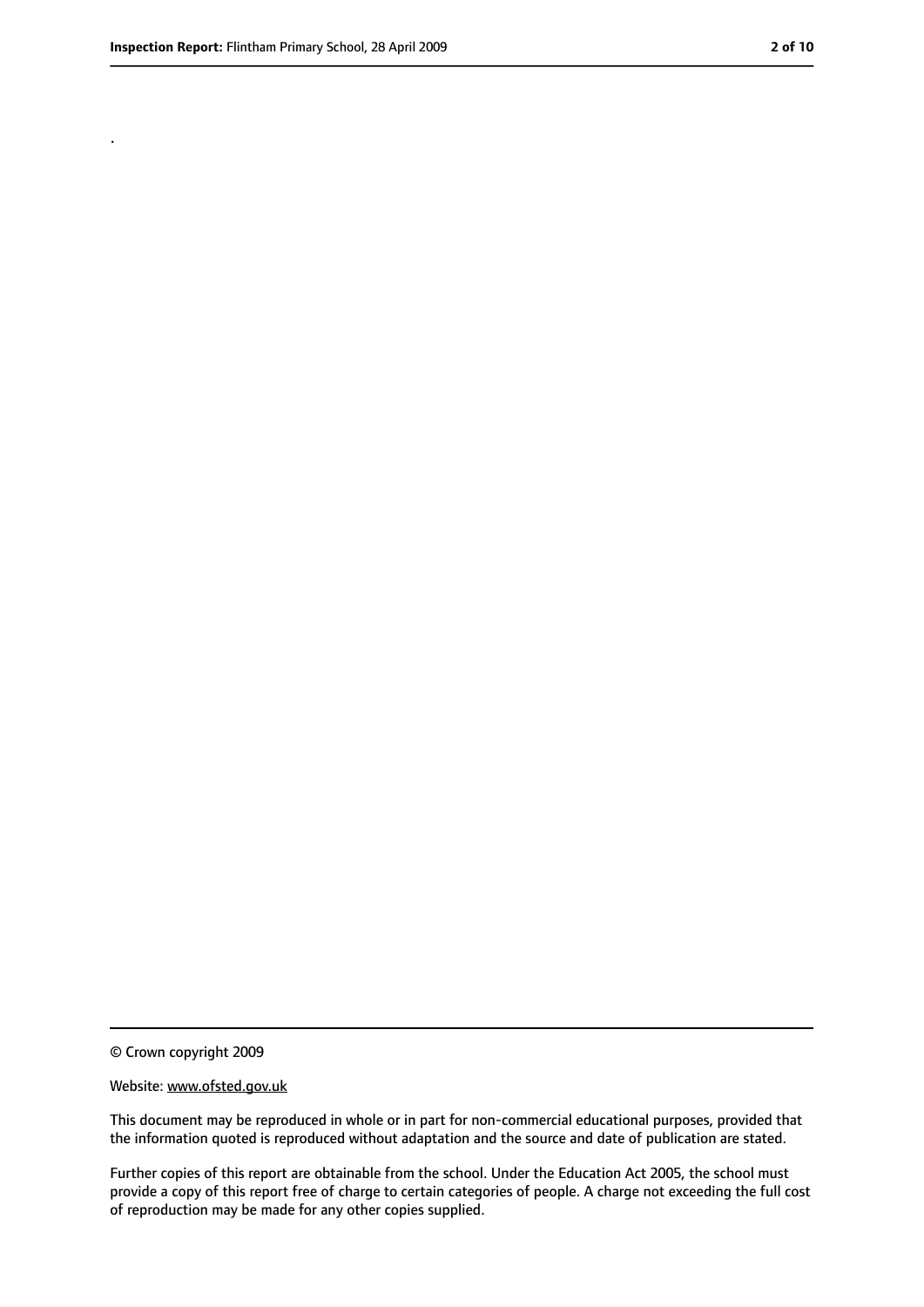.

© Crown copyright 2009

Website: www.ofsted.gov.uk

This document may be reproduced in whole or in part for non-commercial educational purposes, provided that the information quoted is reproduced without adaptation and the source and date of publication are stated.

Further copies of this report are obtainable from the school. Under the Education Act 2005, the school must provide a copy of this report free of charge to certain categories of people. A charge not exceeding the full cost of reproduction may be made for any other copies supplied.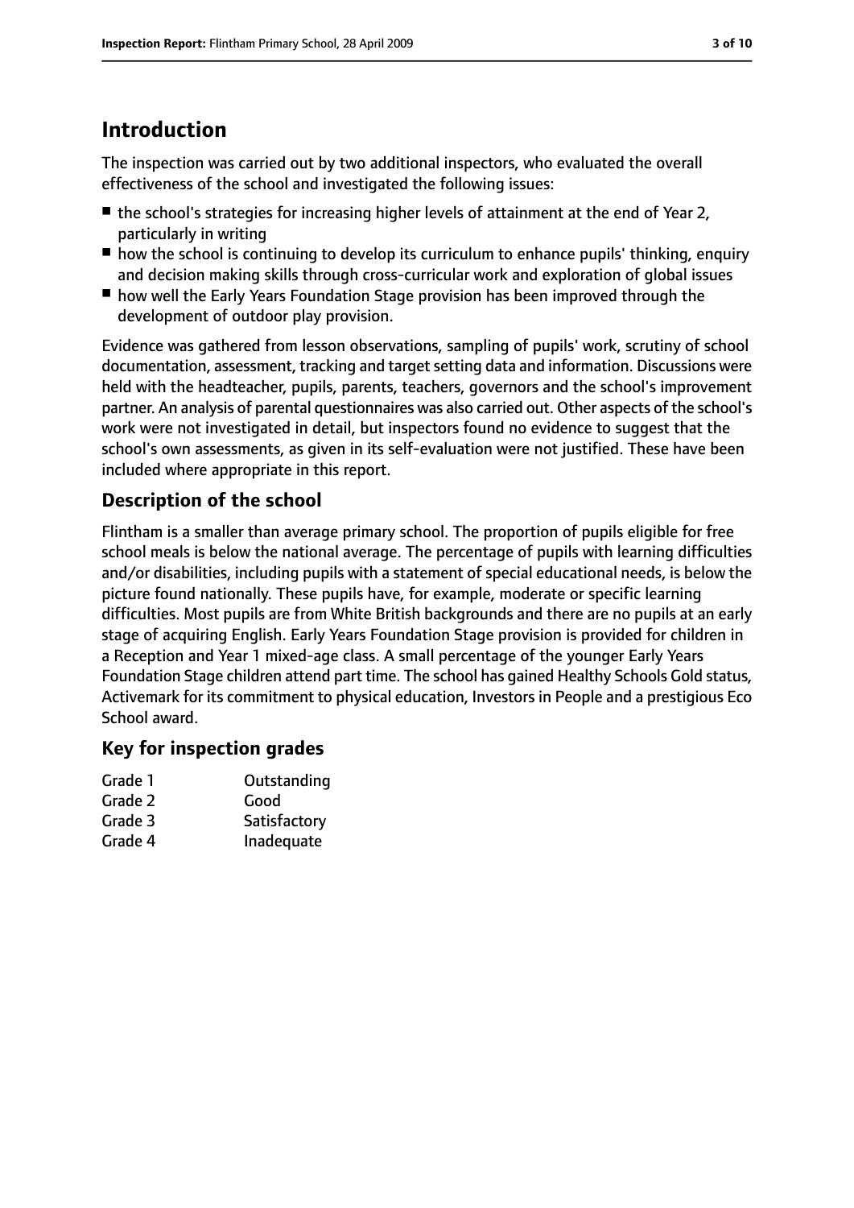# Introduction

The inspection was carried out by two additional inspectors, who evaluated the overall effectiveness of the school and investigated the following issues:

- the school's strategies for increasing higher levels of attainment at the end of Year 2, particularly in writing
- how the school is continuing to develop its curriculum to enhance pupils' thinking, enquiry and decision making skills through cross-curricular work and exploration of global issues
- how well the Early Years Foundation Stage provision has been improved through the development of outdoor play provision.

Evidence was gathered from lesson observations, sampling of pupils' work, scrutiny of school documentation, assessment, tracking and target setting data and information. Discussions were held with the headteacher, pupils, parents, teachers, governors and the school's improvement partner. An analysis of parental questionnaires was also carried out. Other aspects of the school's work were not investigated in detail, but inspectors found no evidence to suggest that the school's own assessments, as given in its self-evaluation were not justified. These have been included where appropriate in this report.

## Description of the school

Flintham is a smaller than average primary school. The proportion of pupils eligible for free school meals is below the national average. The percentage of pupils with learning difficulties and/or disabilities, including pupils with a statement of special educational needs, is below the picture found nationally. These pupils have, for example, moderate or specific learning difficulties. Most pupils are from White British backgrounds and there are no pupils at an early stage of acquiring English. Early Years Foundation Stage provision is provided for children in a Reception and Year 1 mixed-age class. A small percentage of the younger Early Years Foundation Stage children attend part time. The school has gained Healthy Schools Gold status, Activemark for its commitment to physical education, Investors in People and a prestigious Eco School award.

## Key for inspection grades

| | |
|---|---|
| Grade 1 | Outstanding |
| Grade 2 | Good |
| Grade 3 | Satisfactory |
| Grade 4 | Inadequate |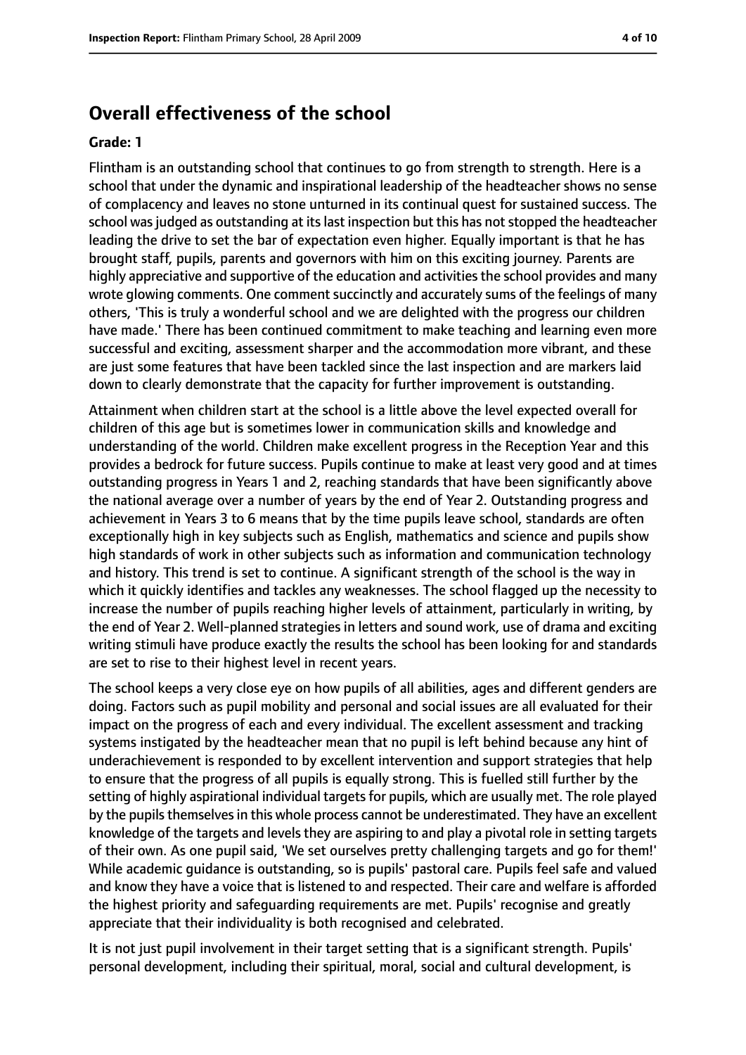## Overall effectiveness of the school

**Grade: 1**

Flintham is an outstanding school that continues to go from strength to strength. Here is a school that under the dynamic and inspirational leadership of the headteacher shows no sense of complacency and leaves no stone unturned in its continual quest for sustained success. The school was judged as outstanding at its last inspection but this has not stopped the headteacher leading the drive to set the bar of expectation even higher. Equally important is that he has brought staff, pupils, parents and governors with him on this exciting journey. Parents are highly appreciative and supportive of the education and activities the school provides and many wrote glowing comments. One comment succinctly and accurately sums of the feelings of many others, 'This is truly a wonderful school and we are delighted with the progress our children have made.' There has been continued commitment to make teaching and learning even more successful and exciting, assessment sharper and the accommodation more vibrant, and these are just some features that have been tackled since the last inspection and are markers laid down to clearly demonstrate that the capacity for further improvement is outstanding.

Attainment when children start at the school is a little above the level expected overall for children of this age but is sometimes lower in communication skills and knowledge and understanding of the world. Children make excellent progress in the Reception Year and this provides a bedrock for future success. Pupils continue to make at least very good and at times outstanding progress in Years 1 and 2, reaching standards that have been significantly above the national average over a number of years by the end of Year 2. Outstanding progress and achievement in Years 3 to 6 means that by the time pupils leave school, standards are often exceptionally high in key subjects such as English, mathematics and science and pupils show high standards of work in other subjects such as information and communication technology and history. This trend is set to continue. A significant strength of the school is the way in which it quickly identifies and tackles any weaknesses. The school flagged up the necessity to increase the number of pupils reaching higher levels of attainment, particularly in writing, by the end of Year 2. Well-planned strategies in letters and sound work, use of drama and exciting writing stimuli have produce exactly the results the school has been looking for and standards are set to rise to their highest level in recent years.

The school keeps a very close eye on how pupils of all abilities, ages and different genders are doing. Factors such as pupil mobility and personal and social issues are all evaluated for their impact on the progress of each and every individual. The excellent assessment and tracking systems instigated by the headteacher mean that no pupil is left behind because any hint of underachievement is responded to by excellent intervention and support strategies that help to ensure that the progress of all pupils is equally strong. This is fuelled still further by the setting of highly aspirational individual targets for pupils, which are usually met. The role played by the pupils themselves in this whole process cannot be underestimated. They have an excellent knowledge of the targets and levels they are aspiring to and play a pivotal role in setting targets of their own. As one pupil said, 'We set ourselves pretty challenging targets and go for them!' While academic guidance is outstanding, so is pupils' pastoral care. Pupils feel safe and valued and know they have a voice that is listened to and respected. Their care and welfare is afforded the highest priority and safeguarding requirements are met. Pupils' recognise and greatly appreciate that their individuality is both recognised and celebrated.

It is not just pupil involvement in their target setting that is a significant strength. Pupils' personal development, including their spiritual, moral, social and cultural development, is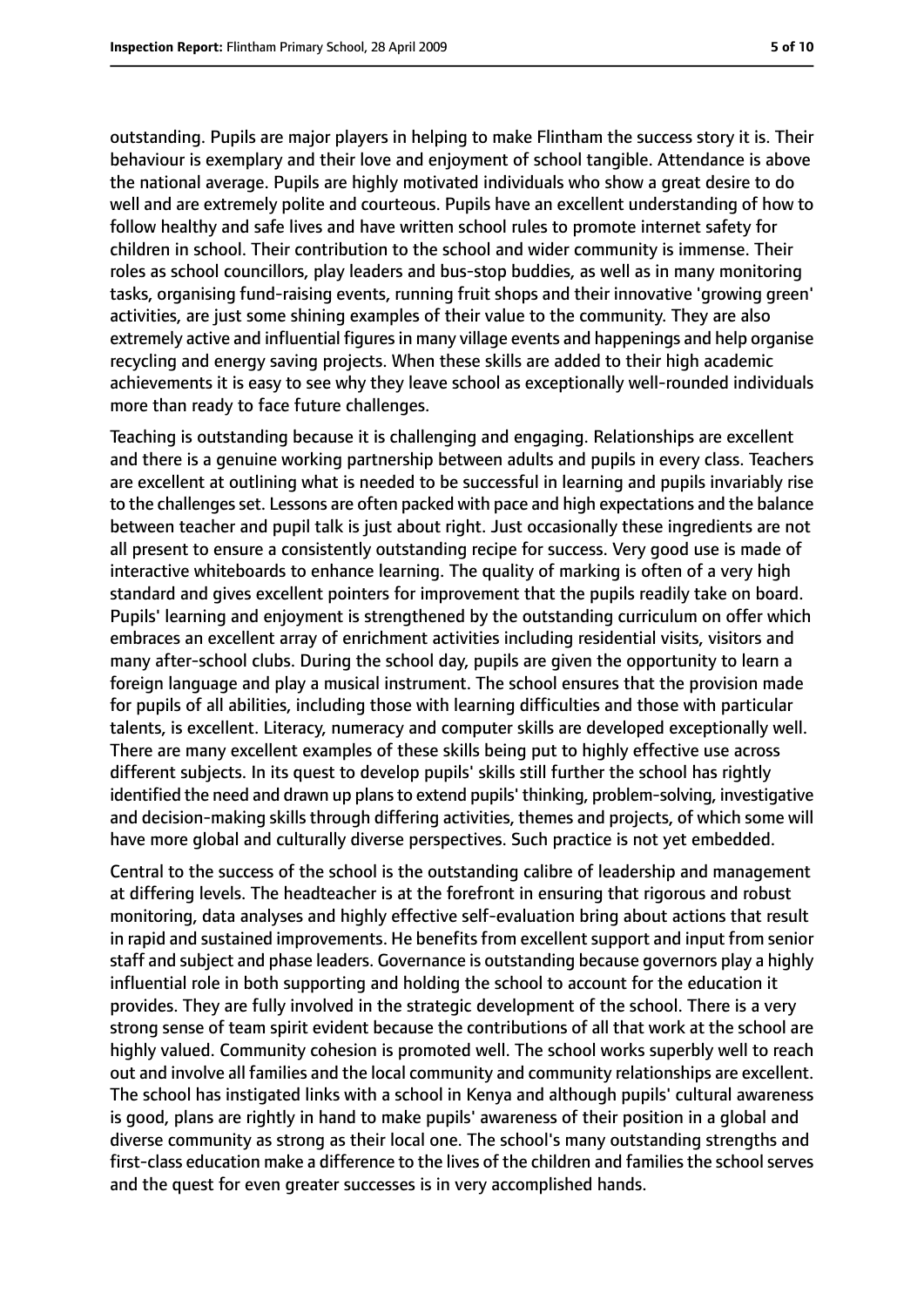outstanding. Pupils are major players in helping to make Flintham the success story it is. Their behaviour is exemplary and their love and enjoyment of school tangible. Attendance is above the national average. Pupils are highly motivated individuals who show a great desire to do well and are extremely polite and courteous. Pupils have an excellent understanding of how to follow healthy and safe lives and have written school rules to promote internet safety for children in school. Their contribution to the school and wider community is immense. Their roles as school councillors, play leaders and bus-stop buddies, as well as in many monitoring tasks, organising fund-raising events, running fruit shops and their innovative 'growing green' activities, are just some shining examples of their value to the community. They are also extremely active and influential figures in many village events and happenings and help organise recycling and energy saving projects. When these skills are added to their high academic achievements it is easy to see why they leave school as exceptionally well-rounded individuals more than ready to face future challenges.

Teaching is outstanding because it is challenging and engaging. Relationships are excellent and there is a genuine working partnership between adults and pupils in every class. Teachers are excellent at outlining what is needed to be successful in learning and pupils invariably rise to the challenges set. Lessons are often packed with pace and high expectations and the balance between teacher and pupil talk is just about right. Just occasionally these ingredients are not all present to ensure a consistently outstanding recipe for success. Very good use is made of interactive whiteboards to enhance learning. The quality of marking is often of a very high standard and gives excellent pointers for improvement that the pupils readily take on board. Pupils' learning and enjoyment is strengthened by the outstanding curriculum on offer which embraces an excellent array of enrichment activities including residential visits, visitors and many after-school clubs. During the school day, pupils are given the opportunity to learn a foreign language and play a musical instrument. The school ensures that the provision made for pupils of all abilities, including those with learning difficulties and those with particular talents, is excellent. Literacy, numeracy and computer skills are developed exceptionally well. There are many excellent examples of these skills being put to highly effective use across different subjects. In its quest to develop pupils' skills still further the school has rightly identified the need and drawn up plans to extend pupils' thinking, problem-solving, investigative and decision-making skills through differing activities, themes and projects, of which some will have more global and culturally diverse perspectives. Such practice is not yet embedded.

Central to the success of the school is the outstanding calibre of leadership and management at differing levels. The headteacher is at the forefront in ensuring that rigorous and robust monitoring, data analyses and highly effective self-evaluation bring about actions that result in rapid and sustained improvements. He benefits from excellent support and input from senior staff and subject and phase leaders. Governance is outstanding because governors play a highly influential role in both supporting and holding the school to account for the education it provides. They are fully involved in the strategic development of the school. There is a very strong sense of team spirit evident because the contributions of all that work at the school are highly valued. Community cohesion is promoted well. The school works superbly well to reach out and involve all families and the local community and community relationships are excellent. The school has instigated links with a school in Kenya and although pupils' cultural awareness is good, plans are rightly in hand to make pupils' awareness of their position in a global and diverse community as strong as their local one. The school's many outstanding strengths and first-class education make a difference to the lives of the children and families the school serves and the quest for even greater successes is in very accomplished hands.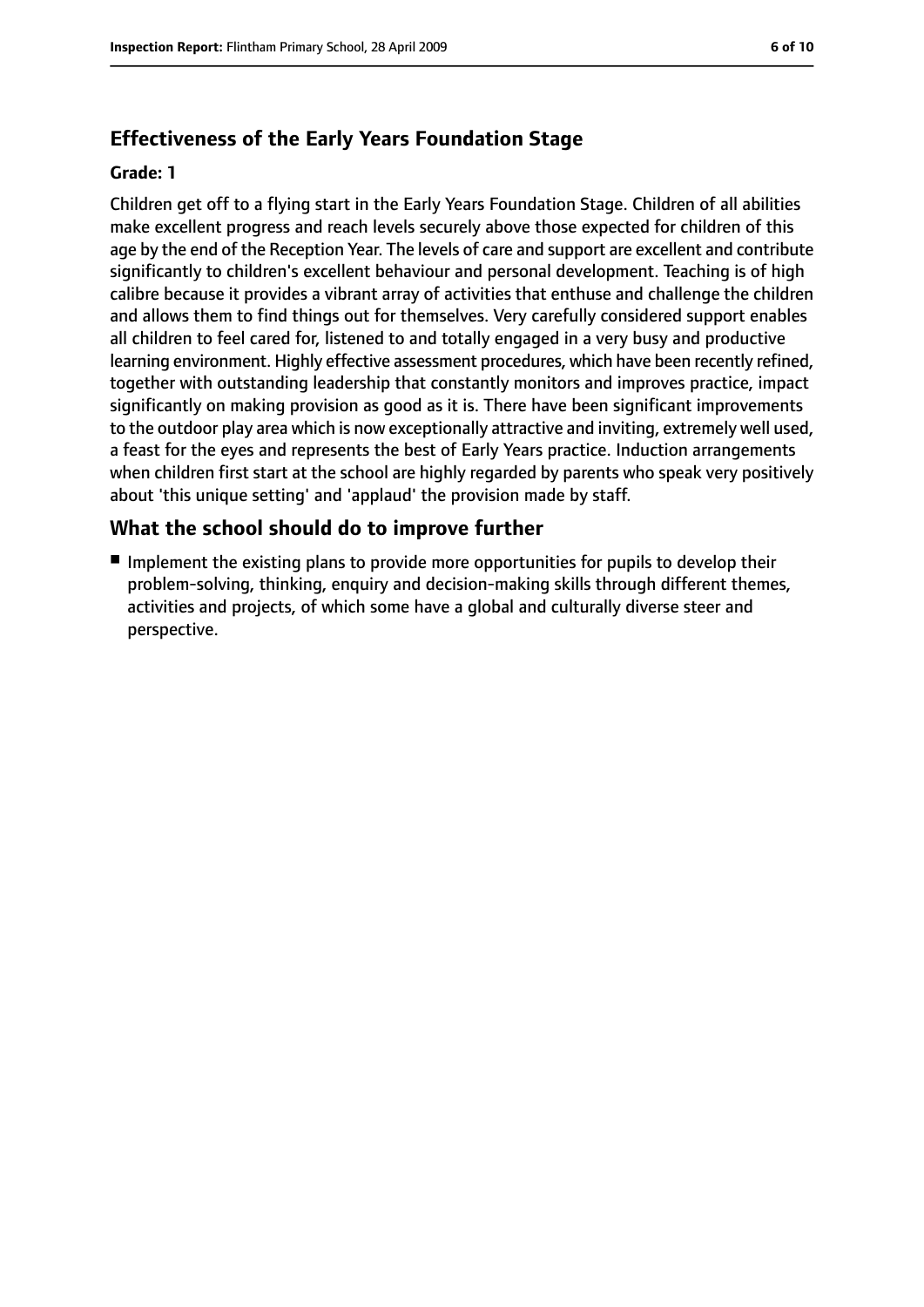## Effectiveness of the Early Years Foundation Stage

**Grade: 1**

Children get off to a flying start in the Early Years Foundation Stage. Children of all abilities make excellent progress and reach levels securely above those expected for children of this age by the end of the Reception Year. The levels of care and support are excellent and contribute significantly to children's excellent behaviour and personal development. Teaching is of high calibre because it provides a vibrant array of activities that enthuse and challenge the children and allows them to find things out for themselves. Very carefully considered support enables all children to feel cared for, listened to and totally engaged in a very busy and productive learning environment. Highly effective assessment procedures, which have been recently refined, together with outstanding leadership that constantly monitors and improves practice, impact significantly on making provision as good as it is. There have been significant improvements to the outdoor play area which is now exceptionally attractive and inviting, extremely well used, a feast for the eyes and represents the best of Early Years practice. Induction arrangements when children first start at the school are highly regarded by parents who speak very positively about 'this unique setting' and 'applaud' the provision made by staff.

## What the school should do to improve further

- Implement the existing plans to provide more opportunities for pupils to develop their problem-solving, thinking, enquiry and decision-making skills through different themes, activities and projects, of which some have a global and culturally diverse steer and perspective.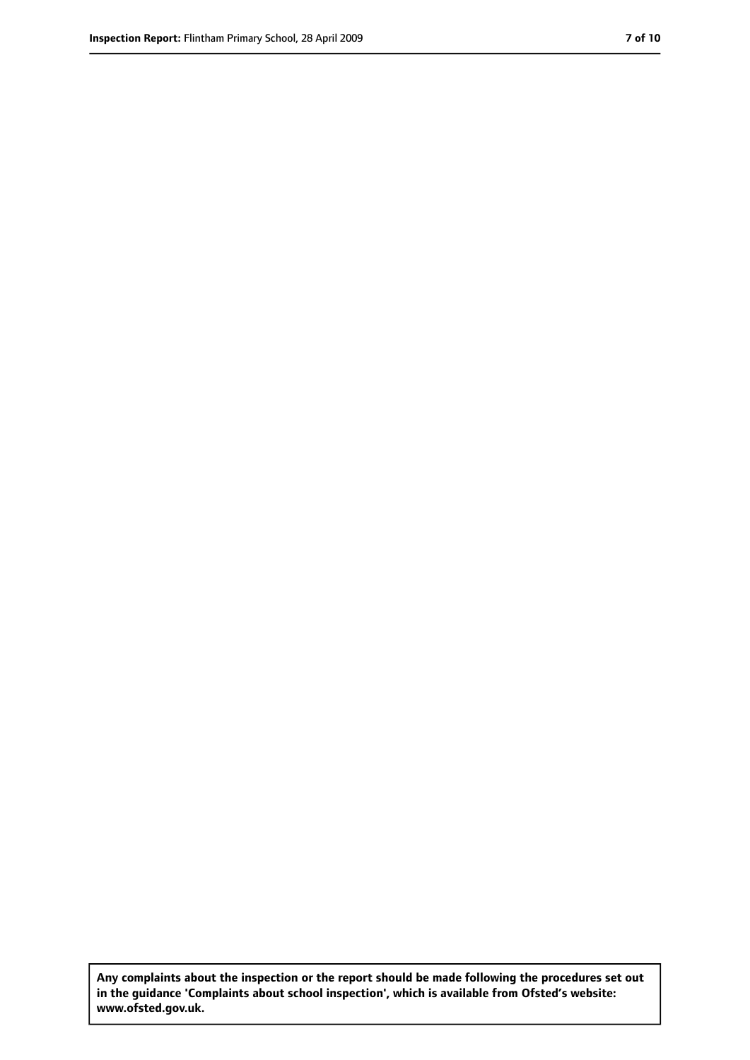**Any complaints about the inspection or the report should be made following the procedures set out in the guidance 'Complaints about school inspection', which is available from Ofsted's website: www.ofsted.gov.uk.**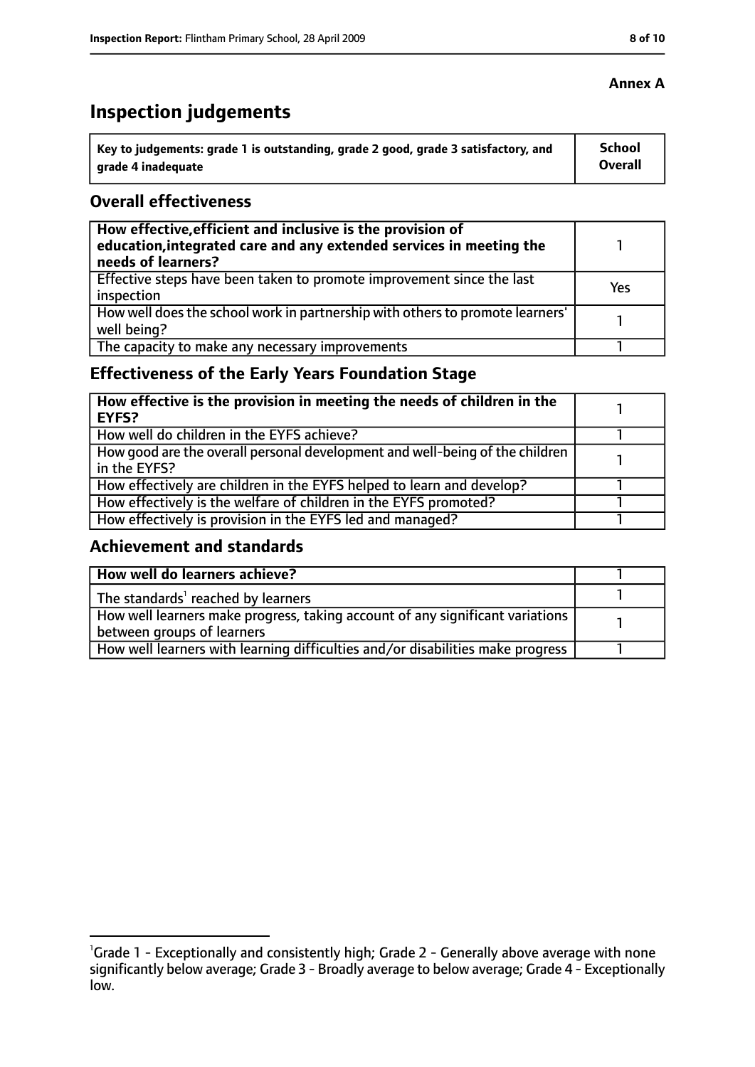**Annex A**

# Inspection judgements

| Key to judgements: grade 1 is outstanding, grade 2 good, grade 3 satisfactory, and grade 4 inadequate | School Overall |
|---|---|

## Overall effectiveness

| | |
|---|---|
| **How effective, efficient and inclusive is the provision of education, integrated care and any extended services in meeting the needs of learners?** | 1 |
| Effective steps have been taken to promote improvement since the last inspection | Yes |
| How well does the school work in partnership with others to promote learners' well being? | 1 |
| The capacity to make any necessary improvements | 1 |

## Effectiveness of the Early Years Foundation Stage

| | |
|---|---|
| **How effective is the provision in meeting the needs of children in the EYFS?** | 1 |
| How well do children in the EYFS achieve? | 1 |
| How good are the overall personal development and well-being of the children in the EYFS? | 1 |
| How effectively are children in the EYFS helped to learn and develop? | 1 |
| How effectively is the welfare of children in the EYFS promoted? | 1 |
| How effectively is provision in the EYFS led and managed? | 1 |

## Achievement and standards

| | |
|---|---|
| **How well do learners achieve?** | 1 |
| The standards[1] reached by learners | 1 |
| How well learners make progress, taking account of any significant variations between groups of learners | 1 |
| How well learners with learning difficulties and/or disabilities make progress | 1 |

[1]Grade 1 - Exceptionally and consistently high; Grade 2 - Generally above average with none significantly below average; Grade 3 - Broadly average to below average; Grade 4 - Exceptionally low.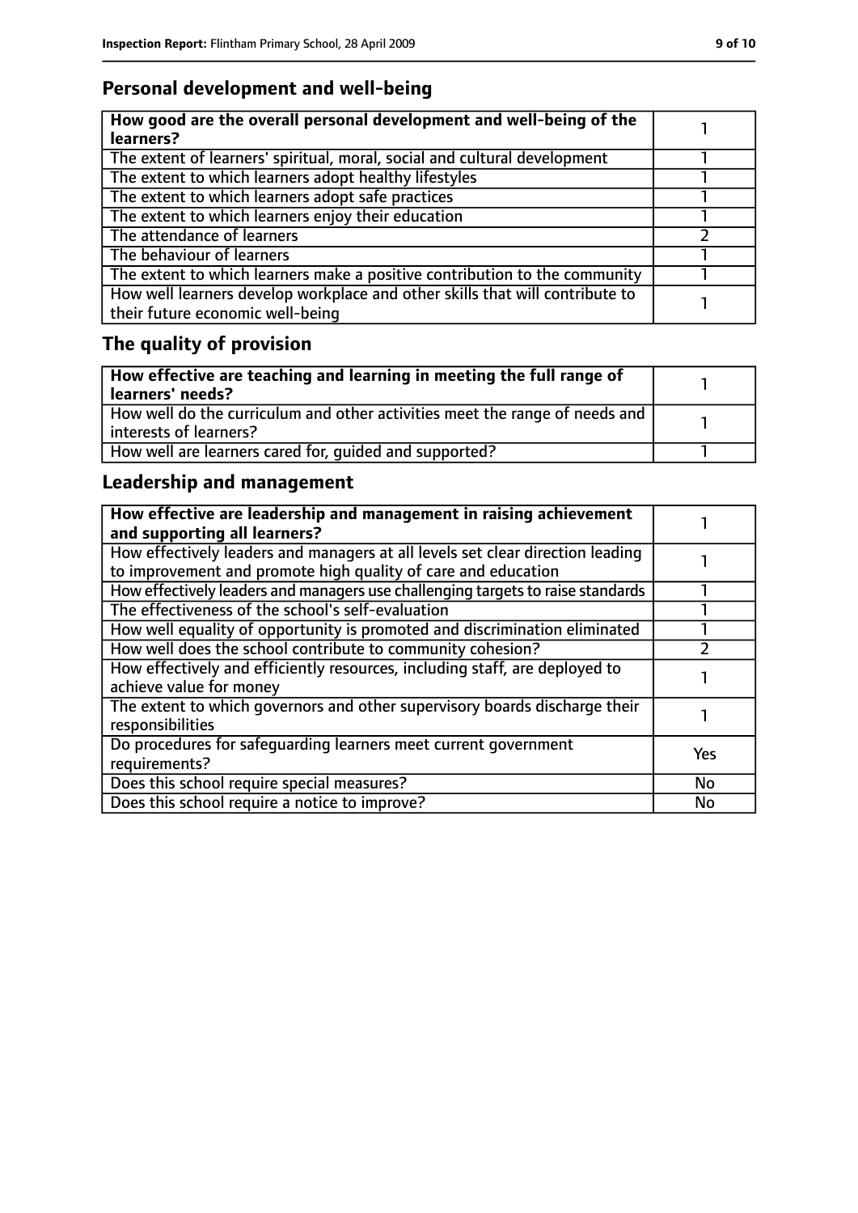## Personal development and well-being

| **How good are the overall personal development and well-being of the learners?** | 1 |
|---|---|
| The extent of learners' spiritual, moral, social and cultural development | 1 |
| The extent to which learners adopt healthy lifestyles | 1 |
| The extent to which learners adopt safe practices | 1 |
| The extent to which learners enjoy their education | 1 |
| The attendance of learners | 2 |
| The behaviour of learners | 1 |
| The extent to which learners make a positive contribution to the community | 1 |
| How well learners develop workplace and other skills that will contribute to their future economic well-being | 1 |

## The quality of provision

| **How effective are teaching and learning in meeting the full range of learners' needs?** | 1 |
|---|---|
| How well do the curriculum and other activities meet the range of needs and interests of learners? | 1 |
| How well are learners cared for, guided and supported? | 1 |

## Leadership and management

| **How effective are leadership and management in raising achievement and supporting all learners?** | 1 |
|---|---|
| How effectively leaders and managers at all levels set clear direction leading to improvement and promote high quality of care and education | 1 |
| How effectively leaders and managers use challenging targets to raise standards | 1 |
| The effectiveness of the school's self-evaluation | 1 |
| How well equality of opportunity is promoted and discrimination eliminated | 1 |
| How well does the school contribute to community cohesion? | 2 |
| How effectively and efficiently resources, including staff, are deployed to achieve value for money | 1 |
| The extent to which governors and other supervisory boards discharge their responsibilities | 1 |
| Do procedures for safeguarding learners meet current government requirements? | Yes |
| Does this school require special measures? | No |
| Does this school require a notice to improve? | No |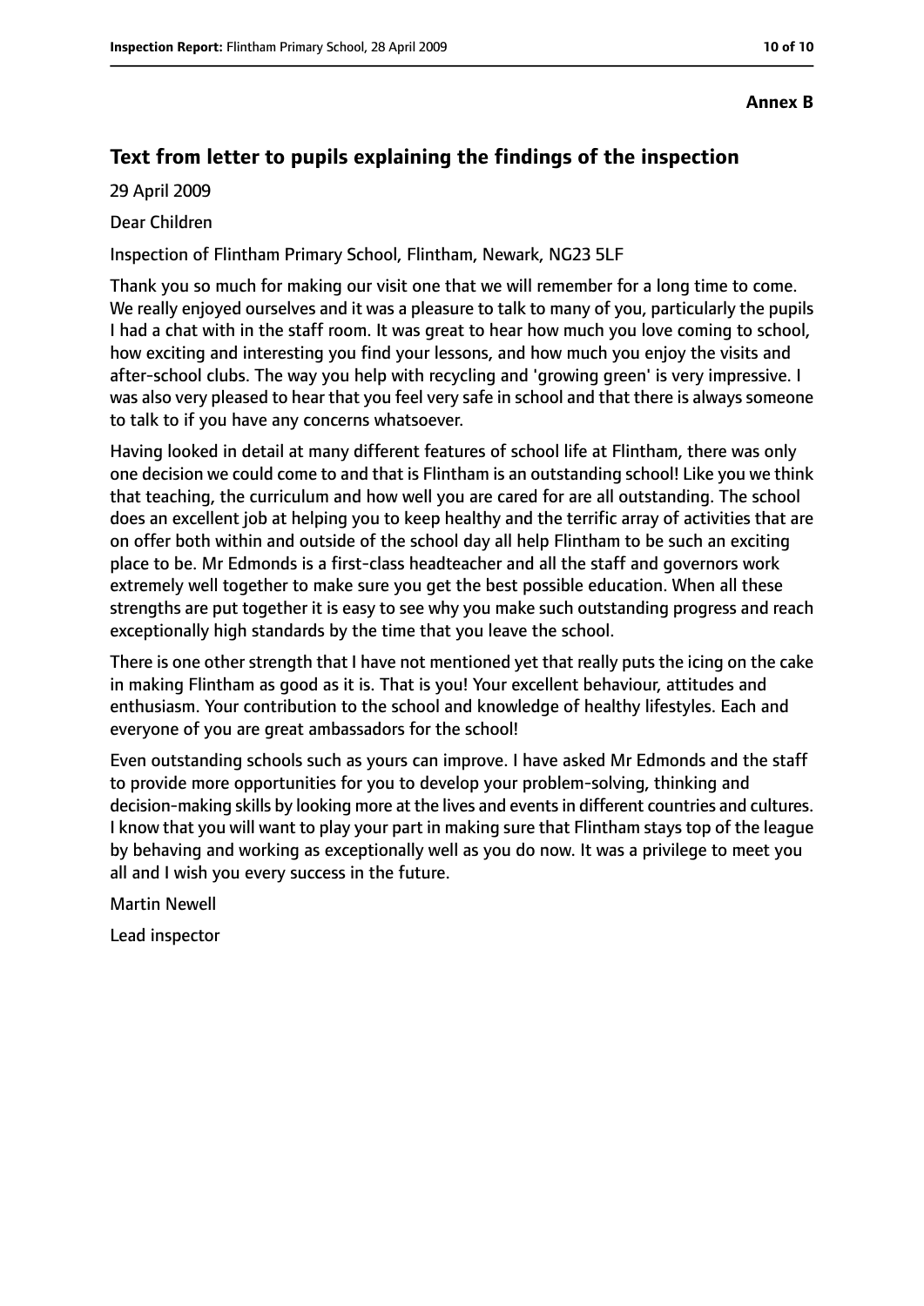**Annex B**

## Text from letter to pupils explaining the findings of the inspection

29 April 2009

Dear Children

Inspection of Flintham Primary School, Flintham, Newark, NG23 5LF

Thank you so much for making our visit one that we will remember for a long time to come. We really enjoyed ourselves and it was a pleasure to talk to many of you, particularly the pupils I had a chat with in the staff room. It was great to hear how much you love coming to school, how exciting and interesting you find your lessons, and how much you enjoy the visits and after-school clubs. The way you help with recycling and 'growing green' is very impressive. I was also very pleased to hear that you feel very safe in school and that there is always someone to talk to if you have any concerns whatsoever.

Having looked in detail at many different features of school life at Flintham, there was only one decision we could come to and that is Flintham is an outstanding school! Like you we think that teaching, the curriculum and how well you are cared for are all outstanding. The school does an excellent job at helping you to keep healthy and the terrific array of activities that are on offer both within and outside of the school day all help Flintham to be such an exciting place to be. Mr Edmonds is a first-class headteacher and all the staff and governors work extremely well together to make sure you get the best possible education. When all these strengths are put together it is easy to see why you make such outstanding progress and reach exceptionally high standards by the time that you leave the school.

There is one other strength that I have not mentioned yet that really puts the icing on the cake in making Flintham as good as it is. That is you! Your excellent behaviour, attitudes and enthusiasm. Your contribution to the school and knowledge of healthy lifestyles. Each and everyone of you are great ambassadors for the school!

Even outstanding schools such as yours can improve. I have asked Mr Edmonds and the staff to provide more opportunities for you to develop your problem-solving, thinking and decision-making skills by looking more at the lives and events in different countries and cultures. I know that you will want to play your part in making sure that Flintham stays top of the league by behaving and working as exceptionally well as you do now. It was a privilege to meet you all and I wish you every success in the future.

Martin Newell

Lead inspector